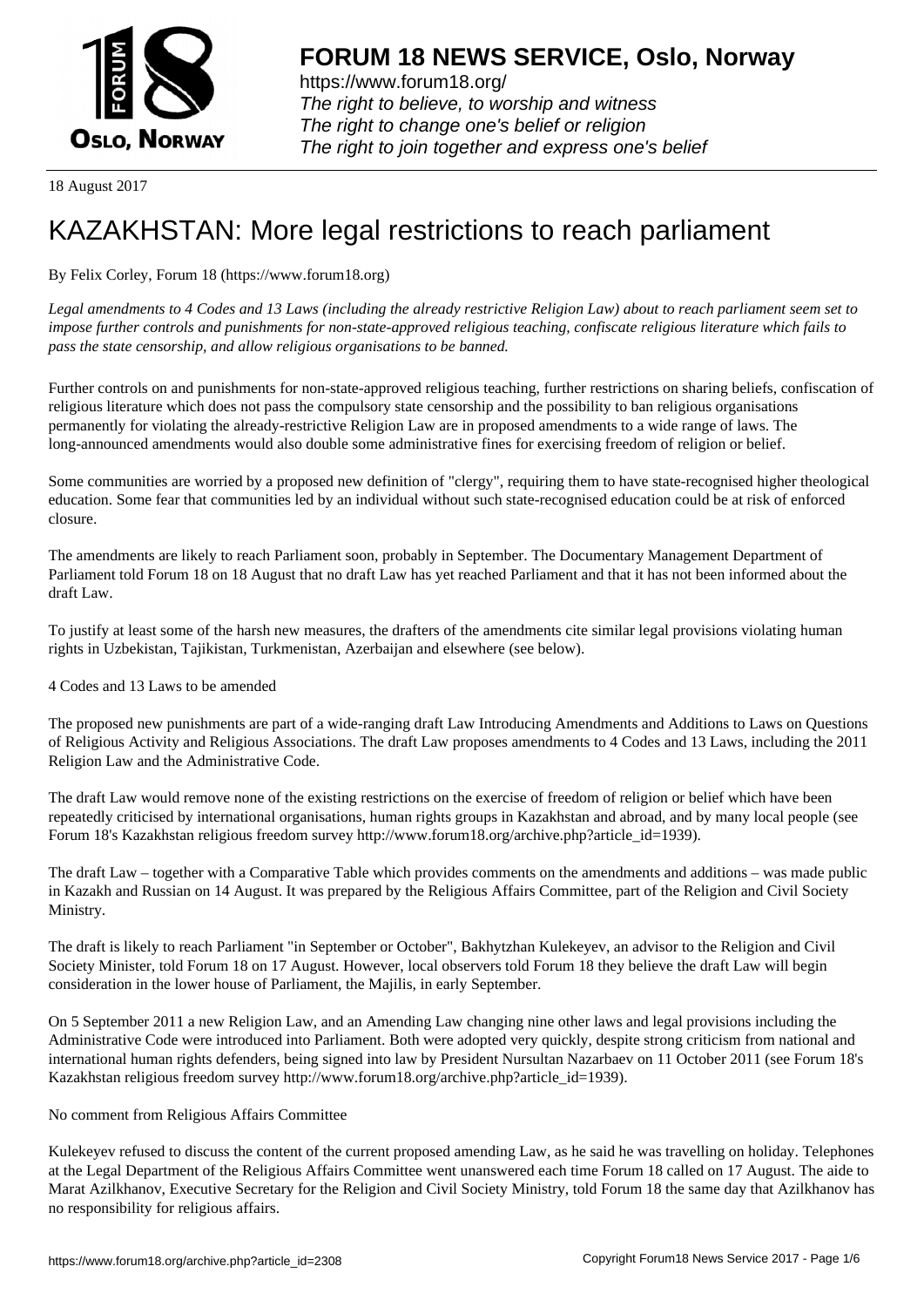# FORUM 18 NEWS SERVICE, Oslo, Norway

https://www.forum18.org/
*The right to believe, to worship and witness*
*The right to change one's belief or religion*
*The right to join together and express one's belief*

18 August 2017

# KAZAKHSTAN: More legal restrictions to reach parliament

By Felix Corley, Forum 18 (https://www.forum18.org)

*Legal amendments to 4 Codes and 13 Laws (including the already restrictive Religion Law) about to reach parliament seem set to impose further controls and punishments for non-state-approved religious teaching, confiscate religious literature which fails to pass the state censorship, and allow religious organisations to be banned.*

Further controls on and punishments for non-state-approved religious teaching, further restrictions on sharing beliefs, confiscation of religious literature which does not pass the compulsory state censorship and the possibility to ban religious organisations permanently for violating the already-restrictive Religion Law are in proposed amendments to a wide range of laws. The long-announced amendments would also double some administrative fines for exercising freedom of religion or belief.

Some communities are worried by a proposed new definition of "clergy", requiring them to have state-recognised higher theological education. Some fear that communities led by an individual without such state-recognised education could be at risk of enforced closure.

The amendments are likely to reach Parliament soon, probably in September. The Documentary Management Department of Parliament told Forum 18 on 18 August that no draft Law has yet reached Parliament and that it has not been informed about the draft Law.

To justify at least some of the harsh new measures, the drafters of the amendments cite similar legal provisions violating human rights in Uzbekistan, Tajikistan, Turkmenistan, Azerbaijan and elsewhere (see below).

4 Codes and 13 Laws to be amended

The proposed new punishments are part of a wide-ranging draft Law Introducing Amendments and Additions to Laws on Questions of Religious Activity and Religious Associations. The draft Law proposes amendments to 4 Codes and 13 Laws, including the 2011 Religion Law and the Administrative Code.

The draft Law would remove none of the existing restrictions on the exercise of freedom of religion or belief which have been repeatedly criticised by international organisations, human rights groups in Kazakhstan and abroad, and by many local people (see Forum 18's Kazakhstan religious freedom survey http://www.forum18.org/archive.php?article_id=1939).

The draft Law – together with a Comparative Table which provides comments on the amendments and additions – was made public in Kazakh and Russian on 14 August. It was prepared by the Religious Affairs Committee, part of the Religion and Civil Society Ministry.

The draft is likely to reach Parliament "in September or October", Bakhytzhan Kulekeyev, an advisor to the Religion and Civil Society Minister, told Forum 18 on 17 August. However, local observers told Forum 18 they believe the draft Law will begin consideration in the lower house of Parliament, the Majilis, in early September.

On 5 September 2011 a new Religion Law, and an Amending Law changing nine other laws and legal provisions including the Administrative Code were introduced into Parliament. Both were adopted very quickly, despite strong criticism from national and international human rights defenders, being signed into law by President Nursultan Nazarbaev on 11 October 2011 (see Forum 18's Kazakhstan religious freedom survey http://www.forum18.org/archive.php?article_id=1939).

No comment from Religious Affairs Committee

Kulekeyev refused to discuss the content of the current proposed amending Law, as he said he was travelling on holiday. Telephones at the Legal Department of the Religious Affairs Committee went unanswered each time Forum 18 called on 17 August. The aide to Marat Azilkhanov, Executive Secretary for the Religion and Civil Society Ministry, told Forum 18 the same day that Azilkhanov has no responsibility for religious affairs.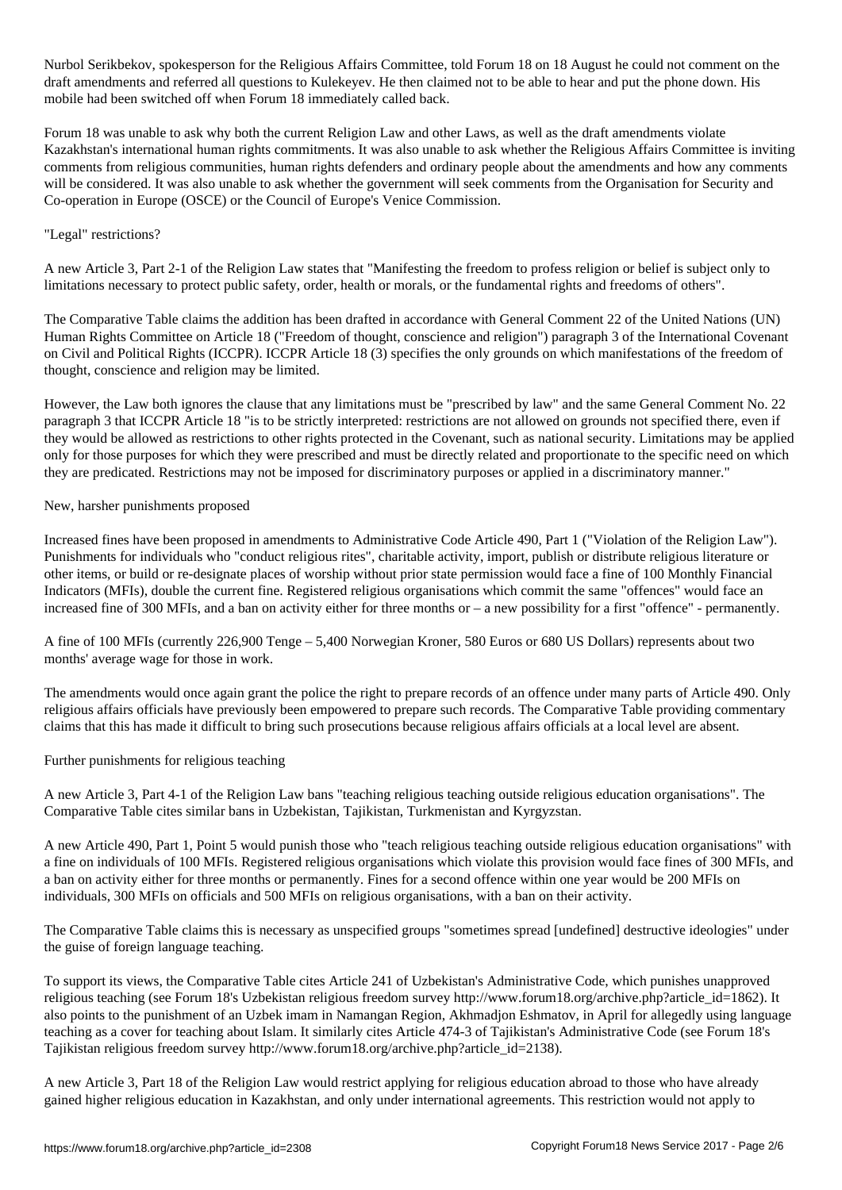Nurbol Serikbekov, spokesperson for the Religious Affairs Committee, told Forum 18 on 18 August he could not comment on the draft amendments and referred all questions to Kulekeyev. He then claimed not to be able to hear and put the phone down. His mobile had been switched off when Forum 18 immediately called back.

Forum 18 was unable to ask why both the current Religion Law and other Laws, as well as the draft amendments violate Kazakhstan's international human rights commitments. It was also unable to ask whether the Religious Affairs Committee is inviting comments from religious communities, human rights defenders and ordinary people about the amendments and how any comments will be considered. It was also unable to ask whether the government will seek comments from the Organisation for Security and Co-operation in Europe (OSCE) or the Council of Europe's Venice Commission.

"Legal" restrictions?

A new Article 3, Part 2-1 of the Religion Law states that "Manifesting the freedom to profess religion or belief is subject only to limitations necessary to protect public safety, order, health or morals, or the fundamental rights and freedoms of others".

The Comparative Table claims the addition has been drafted in accordance with General Comment 22 of the United Nations (UN) Human Rights Committee on Article 18 ("Freedom of thought, conscience and religion") paragraph 3 of the International Covenant on Civil and Political Rights (ICCPR). ICCPR Article 18 (3) specifies the only grounds on which manifestations of the freedom of thought, conscience and religion may be limited.

However, the Law both ignores the clause that any limitations must be "prescribed by law" and the same General Comment No. 22 paragraph 3 that ICCPR Article 18 "is to be strictly interpreted: restrictions are not allowed on grounds not specified there, even if they would be allowed as restrictions to other rights protected in the Covenant, such as national security. Limitations may be applied only for those purposes for which they were prescribed and must be directly related and proportionate to the specific need on which they are predicated. Restrictions may not be imposed for discriminatory purposes or applied in a discriminatory manner."

New, harsher punishments proposed

Increased fines have been proposed in amendments to Administrative Code Article 490, Part 1 ("Violation of the Religion Law"). Punishments for individuals who "conduct religious rites", charitable activity, import, publish or distribute religious literature or other items, or build or re-designate places of worship without prior state permission would face a fine of 100 Monthly Financial Indicators (MFIs), double the current fine. Registered religious organisations which commit the same "offences" would face an increased fine of 300 MFIs, and a ban on activity either for three months or – a new possibility for a first "offence" - permanently.

A fine of 100 MFIs (currently 226,900 Tenge – 5,400 Norwegian Kroner, 580 Euros or 680 US Dollars) represents about two months' average wage for those in work.

The amendments would once again grant the police the right to prepare records of an offence under many parts of Article 490. Only religious affairs officials have previously been empowered to prepare such records. The Comparative Table providing commentary claims that this has made it difficult to bring such prosecutions because religious affairs officials at a local level are absent.

Further punishments for religious teaching

A new Article 3, Part 4-1 of the Religion Law bans "teaching religious teaching outside religious education organisations". The Comparative Table cites similar bans in Uzbekistan, Tajikistan, Turkmenistan and Kyrgyzstan.

A new Article 490, Part 1, Point 5 would punish those who "teach religious teaching outside religious education organisations" with a fine on individuals of 100 MFIs. Registered religious organisations which violate this provision would face fines of 300 MFIs, and a ban on activity either for three months or permanently. Fines for a second offence within one year would be 200 MFIs on individuals, 300 MFIs on officials and 500 MFIs on religious organisations, with a ban on their activity.

The Comparative Table claims this is necessary as unspecified groups "sometimes spread [undefined] destructive ideologies" under the guise of foreign language teaching.

To support its views, the Comparative Table cites Article 241 of Uzbekistan's Administrative Code, which punishes unapproved religious teaching (see Forum 18's Uzbekistan religious freedom survey http://www.forum18.org/archive.php?article_id=1862). It also points to the punishment of an Uzbek imam in Namangan Region, Akhmadjon Eshmatov, in April for allegedly using language teaching as a cover for teaching about Islam. It similarly cites Article 474-3 of Tajikistan's Administrative Code (see Forum 18's Tajikistan religious freedom survey http://www.forum18.org/archive.php?article_id=2138).

A new Article 3, Part 18 of the Religion Law would restrict applying for religious education abroad to those who have already gained higher religious education in Kazakhstan, and only under international agreements. This restriction would not apply to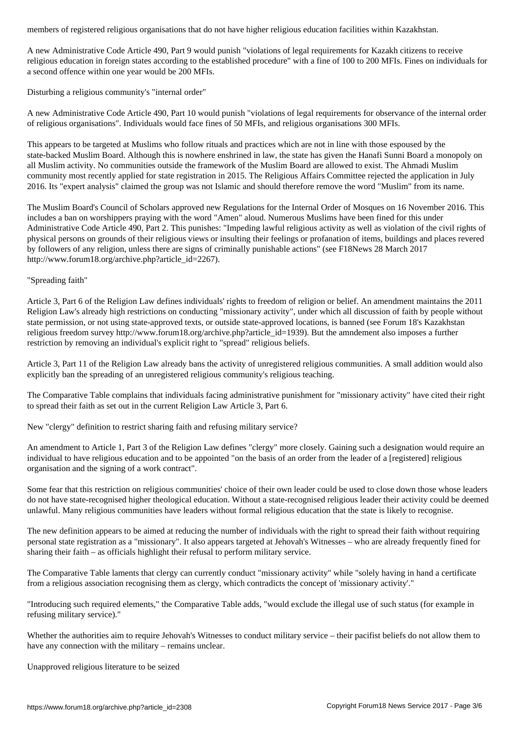members of registered religious organisations that do not have higher religious education facilities within Kazakhstan.

A new Administrative Code Article 490, Part 9 would punish "violations of legal requirements for Kazakh citizens to receive religious education in foreign states according to the established procedure" with a fine of 100 to 200 MFIs. Fines on individuals for a second offence within one year would be 200 MFIs.

Disturbing a religious community's "internal order"

A new Administrative Code Article 490, Part 10 would punish "violations of legal requirements for observance of the internal order of religious organisations". Individuals would face fines of 50 MFIs, and religious organisations 300 MFIs.

This appears to be targeted at Muslims who follow rituals and practices which are not in line with those espoused by the state-backed Muslim Board. Although this is nowhere enshrined in law, the state has given the Hanafi Sunni Board a monopoly on all Muslim activity. No communities outside the framework of the Muslim Board are allowed to exist. The Ahmadi Muslim community most recently applied for state registration in 2015. The Religious Affairs Committee rejected the application in July 2016. Its "expert analysis" claimed the group was not Islamic and should therefore remove the word "Muslim" from its name.

The Muslim Board's Council of Scholars approved new Regulations for the Internal Order of Mosques on 16 November 2016. This includes a ban on worshippers praying with the word "Amen" aloud. Numerous Muslims have been fined for this under Administrative Code Article 490, Part 2. This punishes: "Impeding lawful religious activity as well as violation of the civil rights of physical persons on grounds of their religious views or insulting their feelings or profanation of items, buildings and places revered by followers of any religion, unless there are signs of criminally punishable actions" (see F18News 28 March 2017 http://www.forum18.org/archive.php?article_id=2267).

"Spreading faith"

Article 3, Part 6 of the Religion Law defines individuals' rights to freedom of religion or belief. An amendment maintains the 2011 Religion Law's already high restrictions on conducting "missionary activity", under which all discussion of faith by people without state permission, or not using state-approved texts, or outside state-approved locations, is banned (see Forum 18's Kazakhstan religious freedom survey http://www.forum18.org/archive.php?article_id=1939). But the amndement also imposes a further restriction by removing an individual's explicit right to "spread" religious beliefs.

Article 3, Part 11 of the Religion Law already bans the activity of unregistered religious communities. A small addition would also explicitly ban the spreading of an unregistered religious community's religious teaching.

The Comparative Table complains that individuals facing administrative punishment for "missionary activity" have cited their right to spread their faith as set out in the current Religion Law Article 3, Part 6.

New "clergy" definition to restrict sharing faith and refusing military service?

An amendment to Article 1, Part 3 of the Religion Law defines "clergy" more closely. Gaining such a designation would require an individual to have religious education and to be appointed "on the basis of an order from the leader of a [registered] religious organisation and the signing of a work contract".

Some fear that this restriction on religious communities' choice of their own leader could be used to close down those whose leaders do not have state-recognised higher theological education. Without a state-recognised religious leader their activity could be deemed unlawful. Many religious communities have leaders without formal religious education that the state is likely to recognise.

The new definition appears to be aimed at reducing the number of individuals with the right to spread their faith without requiring personal state registration as a "missionary". It also appears targeted at Jehovah's Witnesses – who are already frequently fined for sharing their faith – as officials highlight their refusal to perform military service.

The Comparative Table laments that clergy can currently conduct "missionary activity" while "solely having in hand a certificate from a religious association recognising them as clergy, which contradicts the concept of 'missionary activity'."

"Introducing such required elements," the Comparative Table adds, "would exclude the illegal use of such status (for example in refusing military service)."

Whether the authorities aim to require Jehovah's Witnesses to conduct military service – their pacifist beliefs do not allow them to have any connection with the military – remains unclear.

Unapproved religious literature to be seized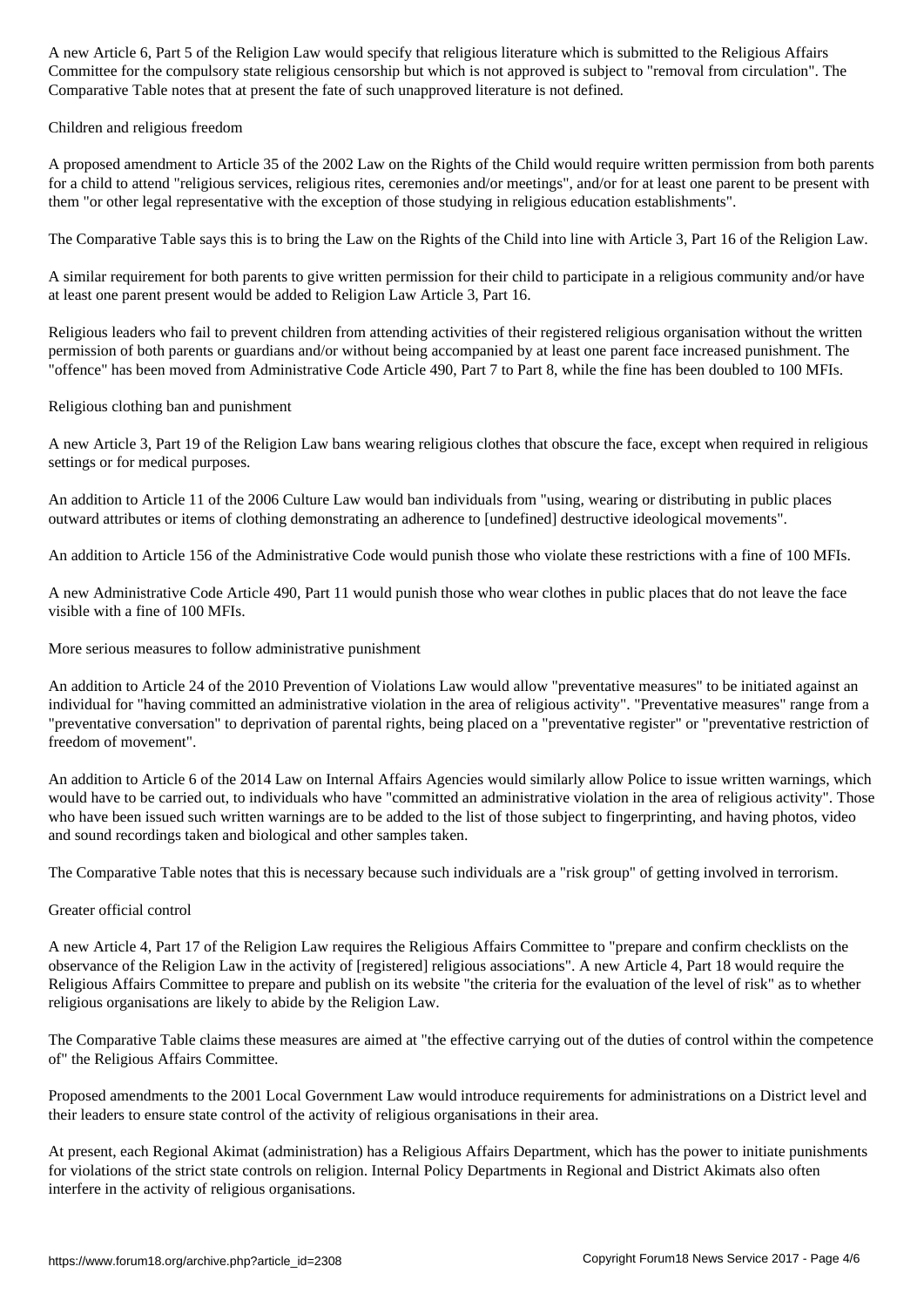A new Article 6, Part 5 of the Religion Law would specify that religious literature which is submitted to the Religious Affairs Committee for the compulsory state religious censorship but which is not approved is subject to "removal from circulation". The Comparative Table notes that at present the fate of such unapproved literature is not defined.

## Children and religious freedom

A proposed amendment to Article 35 of the 2002 Law on the Rights of the Child would require written permission from both parents for a child to attend "religious services, religious rites, ceremonies and/or meetings", and/or for at least one parent to be present with them "or other legal representative with the exception of those studying in religious education establishments".

The Comparative Table says this is to bring the Law on the Rights of the Child into line with Article 3, Part 16 of the Religion Law.

A similar requirement for both parents to give written permission for their child to participate in a religious community and/or have at least one parent present would be added to Religion Law Article 3, Part 16.

Religious leaders who fail to prevent children from attending activities of their registered religious organisation without the written permission of both parents or guardians and/or without being accompanied by at least one parent face increased punishment. The "offence" has been moved from Administrative Code Article 490, Part 7 to Part 8, while the fine has been doubled to 100 MFIs.

## Religious clothing ban and punishment

A new Article 3, Part 19 of the Religion Law bans wearing religious clothes that obscure the face, except when required in religious settings or for medical purposes.

An addition to Article 11 of the 2006 Culture Law would ban individuals from "using, wearing or distributing in public places outward attributes or items of clothing demonstrating an adherence to [undefined] destructive ideological movements".

An addition to Article 156 of the Administrative Code would punish those who violate these restrictions with a fine of 100 MFIs.

A new Administrative Code Article 490, Part 11 would punish those who wear clothes in public places that do not leave the face visible with a fine of 100 MFIs.

## More serious measures to follow administrative punishment

An addition to Article 24 of the 2010 Prevention of Violations Law would allow "preventative measures" to be initiated against an individual for "having committed an administrative violation in the area of religious activity". "Preventative measures" range from a "preventative conversation" to deprivation of parental rights, being placed on a "preventative register" or "preventative restriction of freedom of movement".

An addition to Article 6 of the 2014 Law on Internal Affairs Agencies would similarly allow Police to issue written warnings, which would have to be carried out, to individuals who have "committed an administrative violation in the area of religious activity". Those who have been issued such written warnings are to be added to the list of those subject to fingerprinting, and having photos, video and sound recordings taken and biological and other samples taken.

The Comparative Table notes that this is necessary because such individuals are a "risk group" of getting involved in terrorism.

## Greater official control

A new Article 4, Part 17 of the Religion Law requires the Religious Affairs Committee to "prepare and confirm checklists on the observance of the Religion Law in the activity of [registered] religious associations". A new Article 4, Part 18 would require the Religious Affairs Committee to prepare and publish on its website "the criteria for the evaluation of the level of risk" as to whether religious organisations are likely to abide by the Religion Law.

The Comparative Table claims these measures are aimed at "the effective carrying out of the duties of control within the competence of" the Religious Affairs Committee.

Proposed amendments to the 2001 Local Government Law would introduce requirements for administrations on a District level and their leaders to ensure state control of the activity of religious organisations in their area.

At present, each Regional Akimat (administration) has a Religious Affairs Department, which has the power to initiate punishments for violations of the strict state controls on religion. Internal Policy Departments in Regional and District Akimats also often interfere in the activity of religious organisations.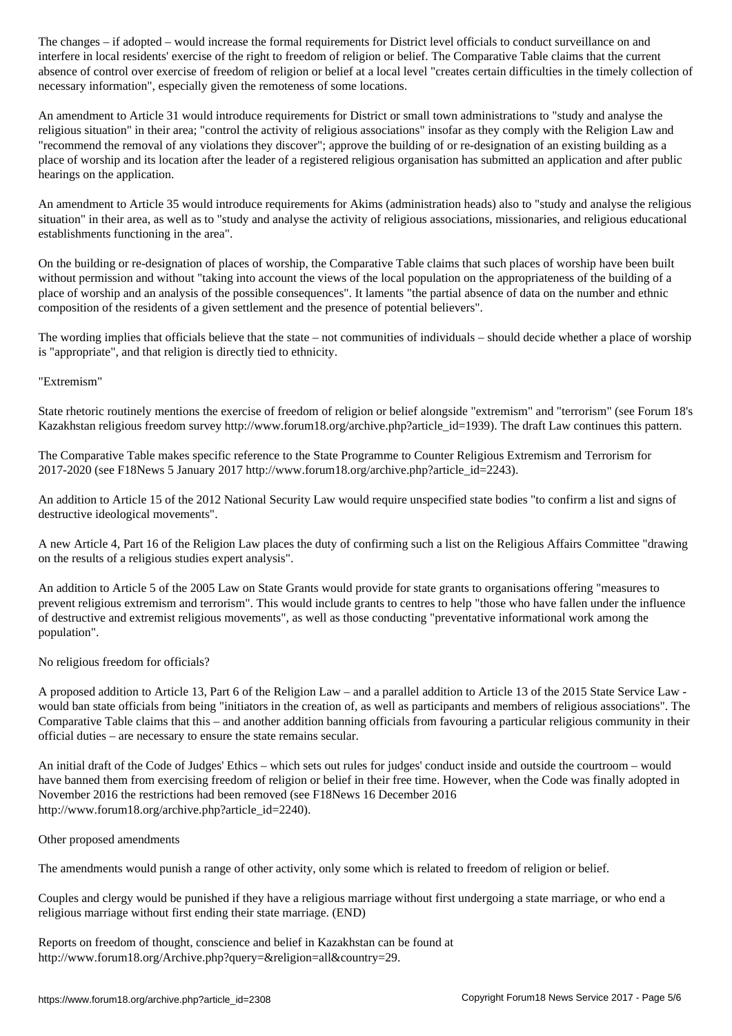The changes – if adopted – would increase the formal requirements for District level officials to conduct surveillance on and interfere in local residents' exercise of the right to freedom of religion or belief. The Comparative Table claims that the current absence of control over exercise of freedom of religion or belief at a local level "creates certain difficulties in the timely collection of necessary information", especially given the remoteness of some locations.

An amendment to Article 31 would introduce requirements for District or small town administrations to "study and analyse the religious situation" in their area; "control the activity of religious associations" insofar as they comply with the Religion Law and "recommend the removal of any violations they discover"; approve the building of or re-designation of an existing building as a place of worship and its location after the leader of a registered religious organisation has submitted an application and after public hearings on the application.

An amendment to Article 35 would introduce requirements for Akims (administration heads) also to "study and analyse the religious situation" in their area, as well as to "study and analyse the activity of religious associations, missionaries, and religious educational establishments functioning in the area".

On the building or re-designation of places of worship, the Comparative Table claims that such places of worship have been built without permission and without "taking into account the views of the local population on the appropriateness of the building of a place of worship and an analysis of the possible consequences". It laments "the partial absence of data on the number and ethnic composition of the residents of a given settlement and the presence of potential believers".

The wording implies that officials believe that the state – not communities of individuals – should decide whether a place of worship is "appropriate", and that religion is directly tied to ethnicity.

"Extremism"

State rhetoric routinely mentions the exercise of freedom of religion or belief alongside "extremism" and "terrorism" (see Forum 18's Kazakhstan religious freedom survey http://www.forum18.org/archive.php?article_id=1939). The draft Law continues this pattern.

The Comparative Table makes specific reference to the State Programme to Counter Religious Extremism and Terrorism for 2017-2020 (see F18News 5 January 2017 http://www.forum18.org/archive.php?article_id=2243).

An addition to Article 15 of the 2012 National Security Law would require unspecified state bodies "to confirm a list and signs of destructive ideological movements".

A new Article 4, Part 16 of the Religion Law places the duty of confirming such a list on the Religious Affairs Committee "drawing on the results of a religious studies expert analysis".

An addition to Article 5 of the 2005 Law on State Grants would provide for state grants to organisations offering "measures to prevent religious extremism and terrorism". This would include grants to centres to help "those who have fallen under the influence of destructive and extremist religious movements", as well as those conducting "preventative informational work among the population".

No religious freedom for officials?

A proposed addition to Article 13, Part 6 of the Religion Law – and a parallel addition to Article 13 of the 2015 State Service Law - would ban state officials from being "initiators in the creation of, as well as participants and members of religious associations". The Comparative Table claims that this – and another addition banning officials from favouring a particular religious community in their official duties – are necessary to ensure the state remains secular.

An initial draft of the Code of Judges' Ethics – which sets out rules for judges' conduct inside and outside the courtroom – would have banned them from exercising freedom of religion or belief in their free time. However, when the Code was finally adopted in November 2016 the restrictions had been removed (see F18News 16 December 2016 http://www.forum18.org/archive.php?article_id=2240).

Other proposed amendments

The amendments would punish a range of other activity, only some which is related to freedom of religion or belief.

Couples and clergy would be punished if they have a religious marriage without first undergoing a state marriage, or who end a religious marriage without first ending their state marriage. (END)

Reports on freedom of thought, conscience and belief in Kazakhstan can be found at http://www.forum18.org/Archive.php?query=&religion=all&country=29.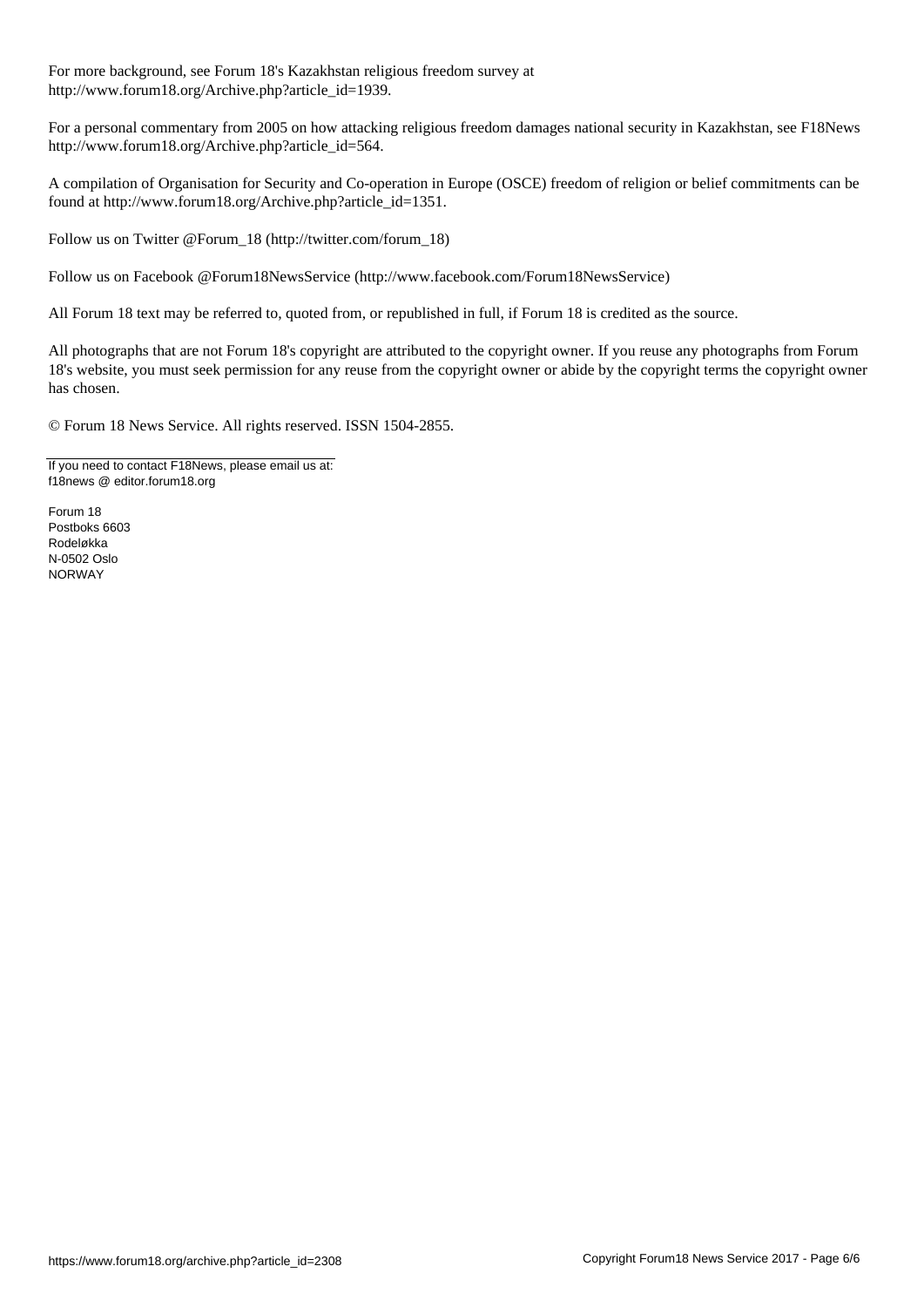For more background, see Forum 18's Kazakhstan religious freedom survey at http://www.forum18.org/Archive.php?article_id=1939.

For a personal commentary from 2005 on how attacking religious freedom damages national security in Kazakhstan, see F18News http://www.forum18.org/Archive.php?article_id=564.

A compilation of Organisation for Security and Co-operation in Europe (OSCE) freedom of religion or belief commitments can be found at http://www.forum18.org/Archive.php?article_id=1351.

Follow us on Twitter @Forum_18 (http://twitter.com/forum_18)

Follow us on Facebook @Forum18NewsService (http://www.facebook.com/Forum18NewsService)

All Forum 18 text may be referred to, quoted from, or republished in full, if Forum 18 is credited as the source.

All photographs that are not Forum 18's copyright are attributed to the copyright owner. If you reuse any photographs from Forum 18's website, you must seek permission for any reuse from the copyright owner or abide by the copyright terms the copyright owner has chosen.

© Forum 18 News Service. All rights reserved. ISSN 1504-2855.

If you need to contact F18News, please email us at:
f18news @ editor.forum18.org

Forum 18
Postboks 6603
Rodeløkka
N-0502 Oslo
NORWAY